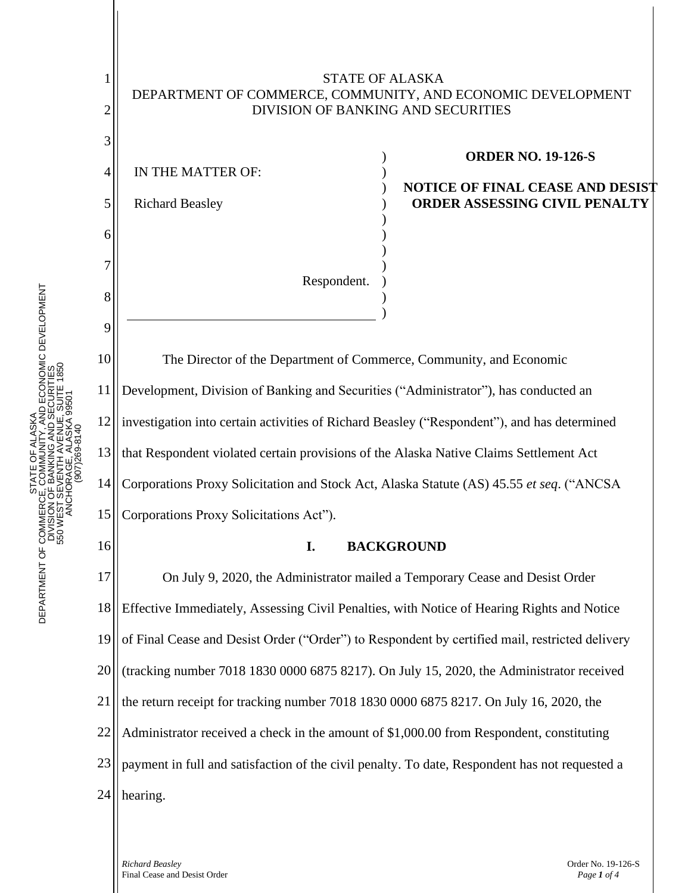STATE OF ALASKA
DEPARTMENT OF COMMERCE, COMMUNITY, AND ECONOMIC DEVELOPMENT
DIVISION OF BANKING AND SECURITIES

IN THE MATTER OF:

Richard Beasley

Respondent.

**ORDER NO. 19-126-S**

**NOTICE OF FINAL CEASE AND DESIST ORDER ASSESSING CIVIL PENALTY**

The Director of the Department of Commerce, Community, and Economic Development, Division of Banking and Securities ("Administrator"), has conducted an investigation into certain activities of Richard Beasley ("Respondent"), and has determined that Respondent violated certain provisions of the Alaska Native Claims Settlement Act Corporations Proxy Solicitation and Stock Act, Alaska Statute (AS) 45.55 *et seq*. ("ANCSA Corporations Proxy Solicitations Act").

## I. BACKGROUND

On July 9, 2020, the Administrator mailed a Temporary Cease and Desist Order Effective Immediately, Assessing Civil Penalties, with Notice of Hearing Rights and Notice of Final Cease and Desist Order ("Order") to Respondent by certified mail, restricted delivery (tracking number 7018 1830 0000 6875 8217). On July 15, 2020, the Administrator received the return receipt for tracking number 7018 1830 0000 6875 8217. On July 16, 2020, the Administrator received a check in the amount of $1,000.00 from Respondent, constituting payment in full and satisfaction of the civil penalty. To date, Respondent has not requested a hearing.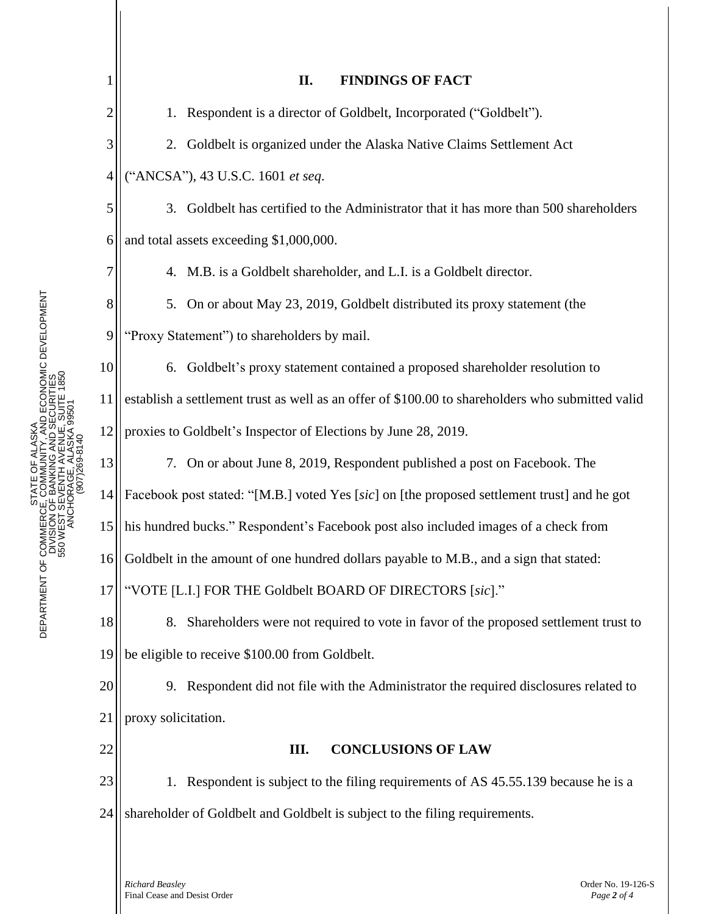## II. FINDINGS OF FACT

1. Respondent is a director of Goldbelt, Incorporated ("Goldbelt").

2. Goldbelt is organized under the Alaska Native Claims Settlement Act ("ANCSA"), 43 U.S.C. 1601 *et seq*.

3. Goldbelt has certified to the Administrator that it has more than 500 shareholders and total assets exceeding $1,000,000.

4. M.B. is a Goldbelt shareholder, and L.I. is a Goldbelt director.

5. On or about May 23, 2019, Goldbelt distributed its proxy statement (the "Proxy Statement") to shareholders by mail.

6. Goldbelt's proxy statement contained a proposed shareholder resolution to establish a settlement trust as well as an offer of $100.00 to shareholders who submitted valid proxies to Goldbelt's Inspector of Elections by June 28, 2019.

7. On or about June 8, 2019, Respondent published a post on Facebook. The Facebook post stated: "[M.B.] voted Yes [*sic*] on [the proposed settlement trust] and he got his hundred bucks." Respondent's Facebook post also included images of a check from Goldbelt in the amount of one hundred dollars payable to M.B., and a sign that stated: "VOTE [L.I.] FOR THE Goldbelt BOARD OF DIRECTORS [*sic*]."

8. Shareholders were not required to vote in favor of the proposed settlement trust to be eligible to receive $100.00 from Goldbelt.

9. Respondent did not file with the Administrator the required disclosures related to proxy solicitation.

## III. CONCLUSIONS OF LAW

1. Respondent is subject to the filing requirements of AS 45.55.139 because he is a shareholder of Goldbelt and Goldbelt is subject to the filing requirements.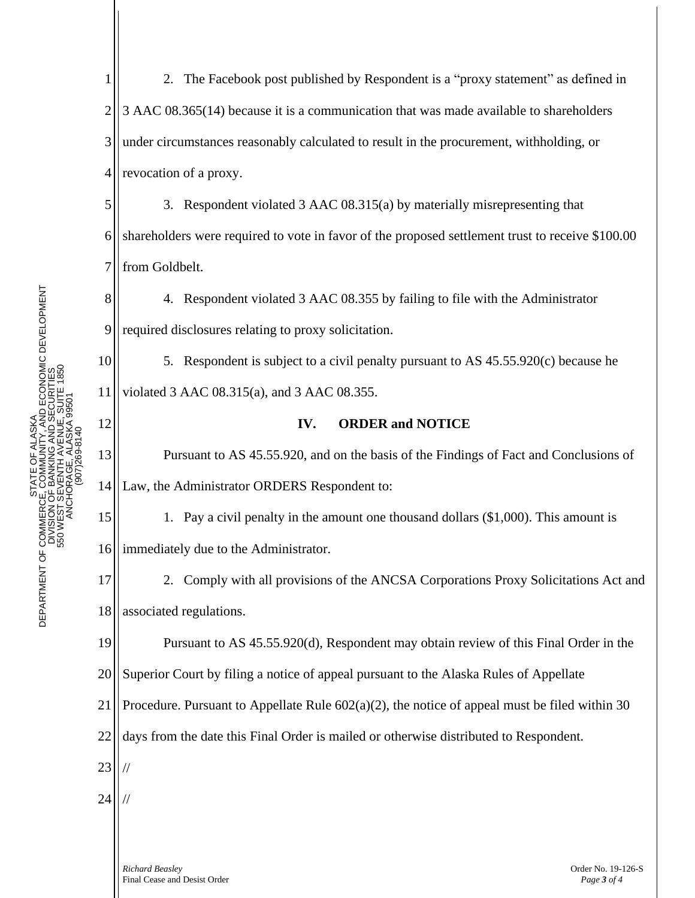2. The Facebook post published by Respondent is a "proxy statement" as defined in 3 AAC 08.365(14) because it is a communication that was made available to shareholders under circumstances reasonably calculated to result in the procurement, withholding, or revocation of a proxy.

3. Respondent violated 3 AAC 08.315(a) by materially misrepresenting that shareholders were required to vote in favor of the proposed settlement trust to receive $100.00 from Goldbelt.

4. Respondent violated 3 AAC 08.355 by failing to file with the Administrator required disclosures relating to proxy solicitation.

5. Respondent is subject to a civil penalty pursuant to AS 45.55.920(c) because he violated 3 AAC 08.315(a), and 3 AAC 08.355.

## IV. ORDER and NOTICE

Pursuant to AS 45.55.920, and on the basis of the Findings of Fact and Conclusions of Law, the Administrator ORDERS Respondent to:

1. Pay a civil penalty in the amount one thousand dollars ($1,000). This amount is immediately due to the Administrator.

2. Comply with all provisions of the ANCSA Corporations Proxy Solicitations Act and associated regulations.

Pursuant to AS 45.55.920(d), Respondent may obtain review of this Final Order in the Superior Court by filing a notice of appeal pursuant to the Alaska Rules of Appellate Procedure. Pursuant to Appellate Rule 602(a)(2), the notice of appeal must be filed within 30 days from the date this Final Order is mailed or otherwise distributed to Respondent.

//

//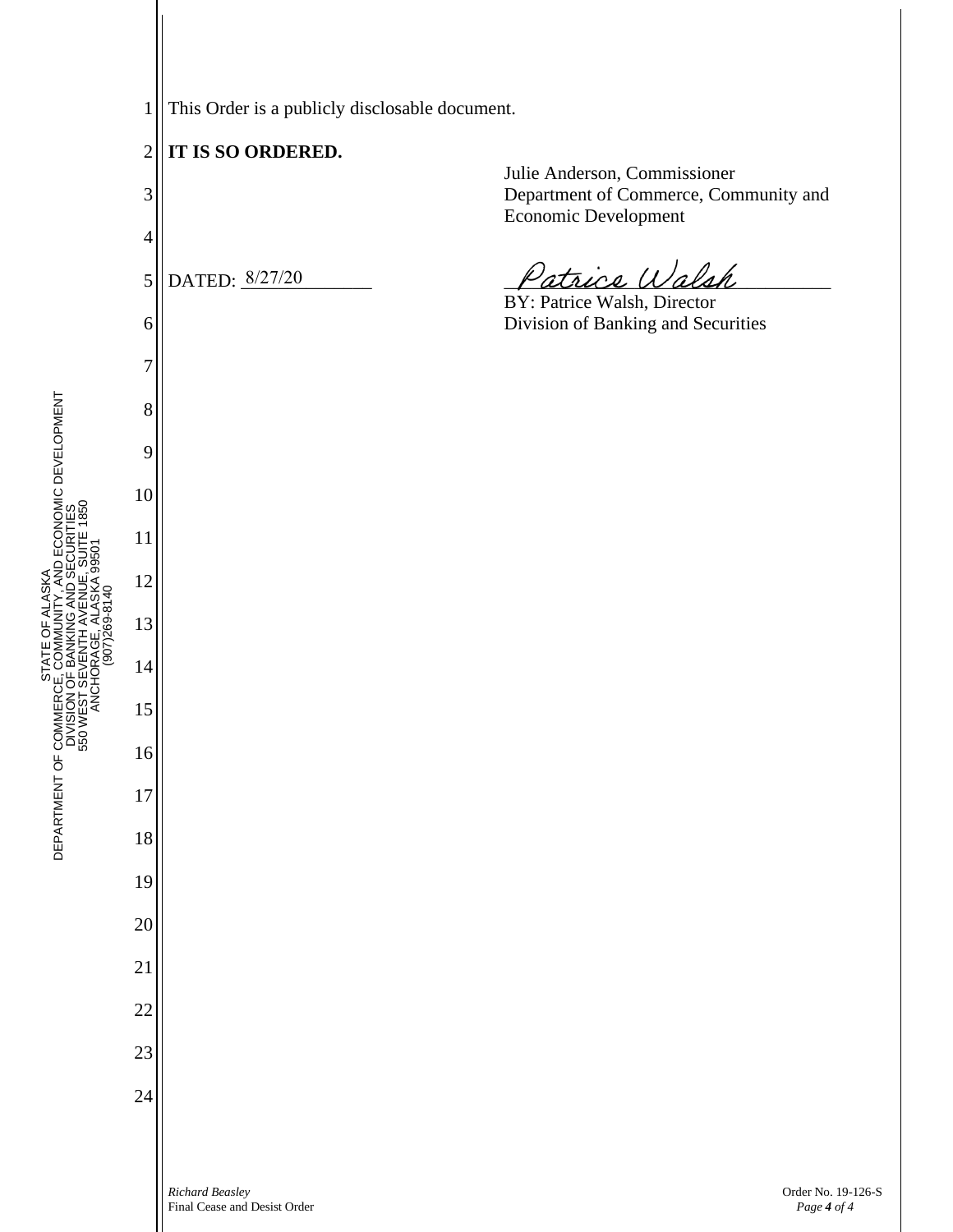This Order is a publicly disclosable document.

**IT IS SO ORDERED.**

Julie Anderson, Commissioner
Department of Commerce, Community and Economic Development

DATED: 8/27/20

*Patrice Walsh*

BY: Patrice Walsh, Director
Division of Banking and Securities